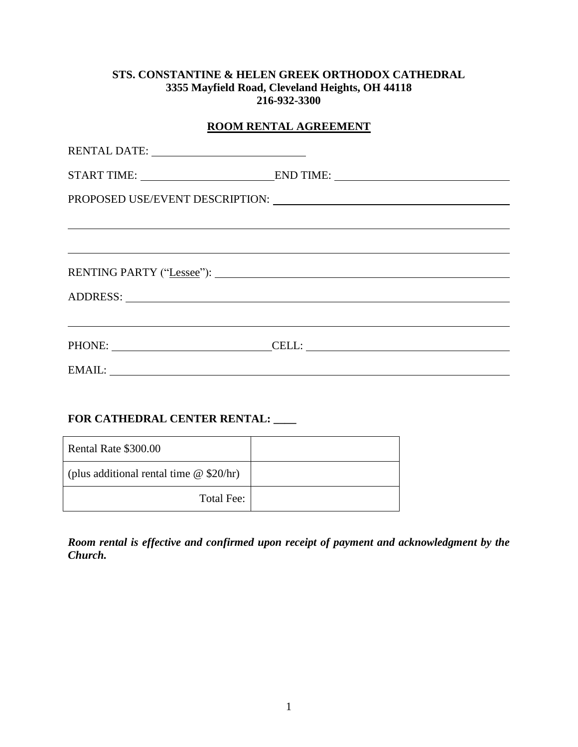**STS. CONSTANTINE & HELEN GREEK ORTHODOX CATHEDRAL**
**3355 Mayfield Road, Cleveland Heights, OH 44118**
**216-932-3300**

**ROOM RENTAL AGREEMENT**

RENTAL DATE: ____________________________

START TIME: ________________________ END TIME: ______________________________

PROPOSED USE/EVENT DESCRIPTION: ____________________________________________

______________________________________________________________________________

______________________________________________________________________________

RENTING PARTY ("Lessee"): _____________________________________________________

ADDRESS: ______________________________________________________________________

______________________________________________________________________________

PHONE: ____________________________ CELL: __________________________________

EMAIL: ________________________________________________________________________

**FOR CATHEDRAL CENTER RENTAL: ____**

| | |
|---|---|
| Rental Rate $300.00 | |
| (plus additional rental time @ $20/hr) | |
| Total Fee: | |

***Room rental is effective and confirmed upon receipt of payment and acknowledgment by the Church.***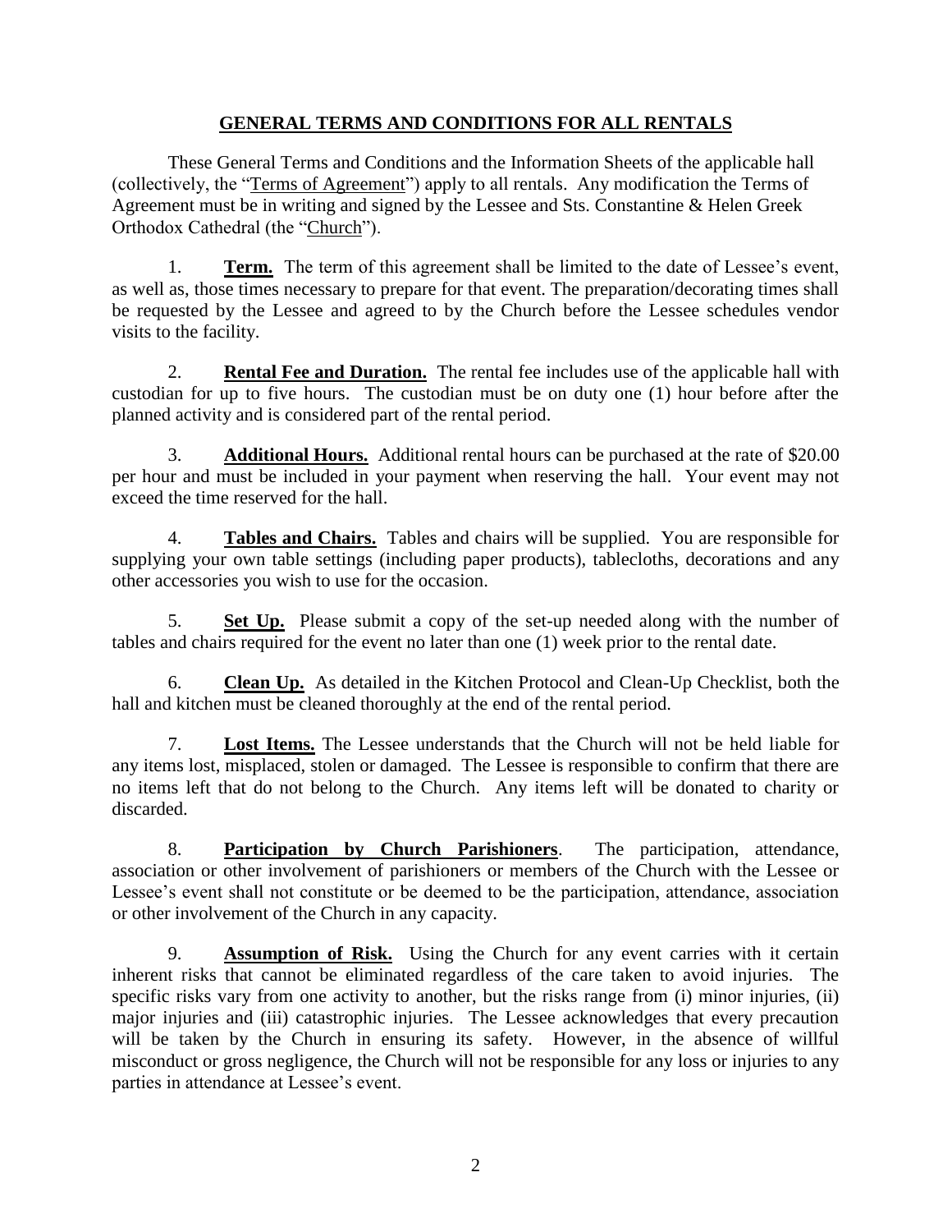## GENERAL TERMS AND CONDITIONS FOR ALL RENTALS

These General Terms and Conditions and the Information Sheets of the applicable hall (collectively, the "Terms of Agreement") apply to all rentals. Any modification the Terms of Agreement must be in writing and signed by the Lessee and Sts. Constantine & Helen Greek Orthodox Cathedral (the "Church").

1. **Term.** The term of this agreement shall be limited to the date of Lessee's event, as well as, those times necessary to prepare for that event. The preparation/decorating times shall be requested by the Lessee and agreed to by the Church before the Lessee schedules vendor visits to the facility.

2. **Rental Fee and Duration.** The rental fee includes use of the applicable hall with custodian for up to five hours. The custodian must be on duty one (1) hour before after the planned activity and is considered part of the rental period.

3. **Additional Hours.** Additional rental hours can be purchased at the rate of $20.00 per hour and must be included in your payment when reserving the hall. Your event may not exceed the time reserved for the hall.

4. **Tables and Chairs.** Tables and chairs will be supplied. You are responsible for supplying your own table settings (including paper products), tablecloths, decorations and any other accessories you wish to use for the occasion.

5. **Set Up.** Please submit a copy of the set-up needed along with the number of tables and chairs required for the event no later than one (1) week prior to the rental date.

6. **Clean Up.** As detailed in the Kitchen Protocol and Clean-Up Checklist, both the hall and kitchen must be cleaned thoroughly at the end of the rental period.

7. **Lost Items.** The Lessee understands that the Church will not be held liable for any items lost, misplaced, stolen or damaged. The Lessee is responsible to confirm that there are no items left that do not belong to the Church. Any items left will be donated to charity or discarded.

8. **Participation by Church Parishioners**. The participation, attendance, association or other involvement of parishioners or members of the Church with the Lessee or Lessee's event shall not constitute or be deemed to be the participation, attendance, association or other involvement of the Church in any capacity.

9. **Assumption of Risk.** Using the Church for any event carries with it certain inherent risks that cannot be eliminated regardless of the care taken to avoid injuries. The specific risks vary from one activity to another, but the risks range from (i) minor injuries, (ii) major injuries and (iii) catastrophic injuries. The Lessee acknowledges that every precaution will be taken by the Church in ensuring its safety. However, in the absence of willful misconduct or gross negligence, the Church will not be responsible for any loss or injuries to any parties in attendance at Lessee's event.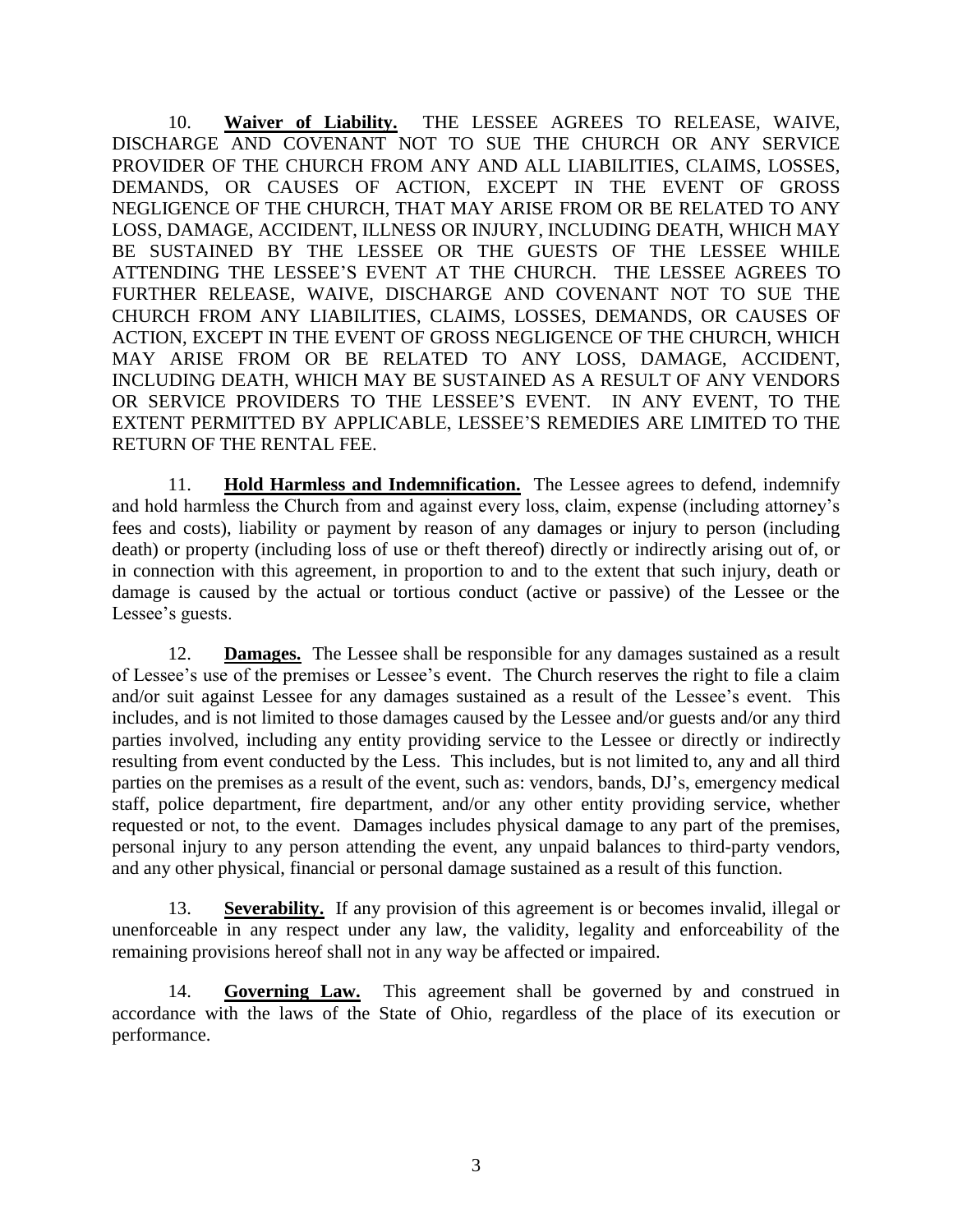10. **Waiver of Liability.** THE LESSEE AGREES TO RELEASE, WAIVE, DISCHARGE AND COVENANT NOT TO SUE THE CHURCH OR ANY SERVICE PROVIDER OF THE CHURCH FROM ANY AND ALL LIABILITIES, CLAIMS, LOSSES, DEMANDS, OR CAUSES OF ACTION, EXCEPT IN THE EVENT OF GROSS NEGLIGENCE OF THE CHURCH, THAT MAY ARISE FROM OR BE RELATED TO ANY LOSS, DAMAGE, ACCIDENT, ILLNESS OR INJURY, INCLUDING DEATH, WHICH MAY BE SUSTAINED BY THE LESSEE OR THE GUESTS OF THE LESSEE WHILE ATTENDING THE LESSEE'S EVENT AT THE CHURCH. THE LESSEE AGREES TO FURTHER RELEASE, WAIVE, DISCHARGE AND COVENANT NOT TO SUE THE CHURCH FROM ANY LIABILITIES, CLAIMS, LOSSES, DEMANDS, OR CAUSES OF ACTION, EXCEPT IN THE EVENT OF GROSS NEGLIGENCE OF THE CHURCH, WHICH MAY ARISE FROM OR BE RELATED TO ANY LOSS, DAMAGE, ACCIDENT, INCLUDING DEATH, WHICH MAY BE SUSTAINED AS A RESULT OF ANY VENDORS OR SERVICE PROVIDERS TO THE LESSEE'S EVENT. IN ANY EVENT, TO THE EXTENT PERMITTED BY APPLICABLE, LESSEE'S REMEDIES ARE LIMITED TO THE RETURN OF THE RENTAL FEE.

11. **Hold Harmless and Indemnification.** The Lessee agrees to defend, indemnify and hold harmless the Church from and against every loss, claim, expense (including attorney's fees and costs), liability or payment by reason of any damages or injury to person (including death) or property (including loss of use or theft thereof) directly or indirectly arising out of, or in connection with this agreement, in proportion to and to the extent that such injury, death or damage is caused by the actual or tortious conduct (active or passive) of the Lessee or the Lessee's guests.

12. **Damages.** The Lessee shall be responsible for any damages sustained as a result of Lessee's use of the premises or Lessee's event. The Church reserves the right to file a claim and/or suit against Lessee for any damages sustained as a result of the Lessee's event. This includes, and is not limited to those damages caused by the Lessee and/or guests and/or any third parties involved, including any entity providing service to the Lessee or directly or indirectly resulting from event conducted by the Less. This includes, but is not limited to, any and all third parties on the premises as a result of the event, such as: vendors, bands, DJ's, emergency medical staff, police department, fire department, and/or any other entity providing service, whether requested or not, to the event. Damages includes physical damage to any part of the premises, personal injury to any person attending the event, any unpaid balances to third-party vendors, and any other physical, financial or personal damage sustained as a result of this function.

13. **Severability.** If any provision of this agreement is or becomes invalid, illegal or unenforceable in any respect under any law, the validity, legality and enforceability of the remaining provisions hereof shall not in any way be affected or impaired.

14. **Governing Law.** This agreement shall be governed by and construed in accordance with the laws of the State of Ohio, regardless of the place of its execution or performance.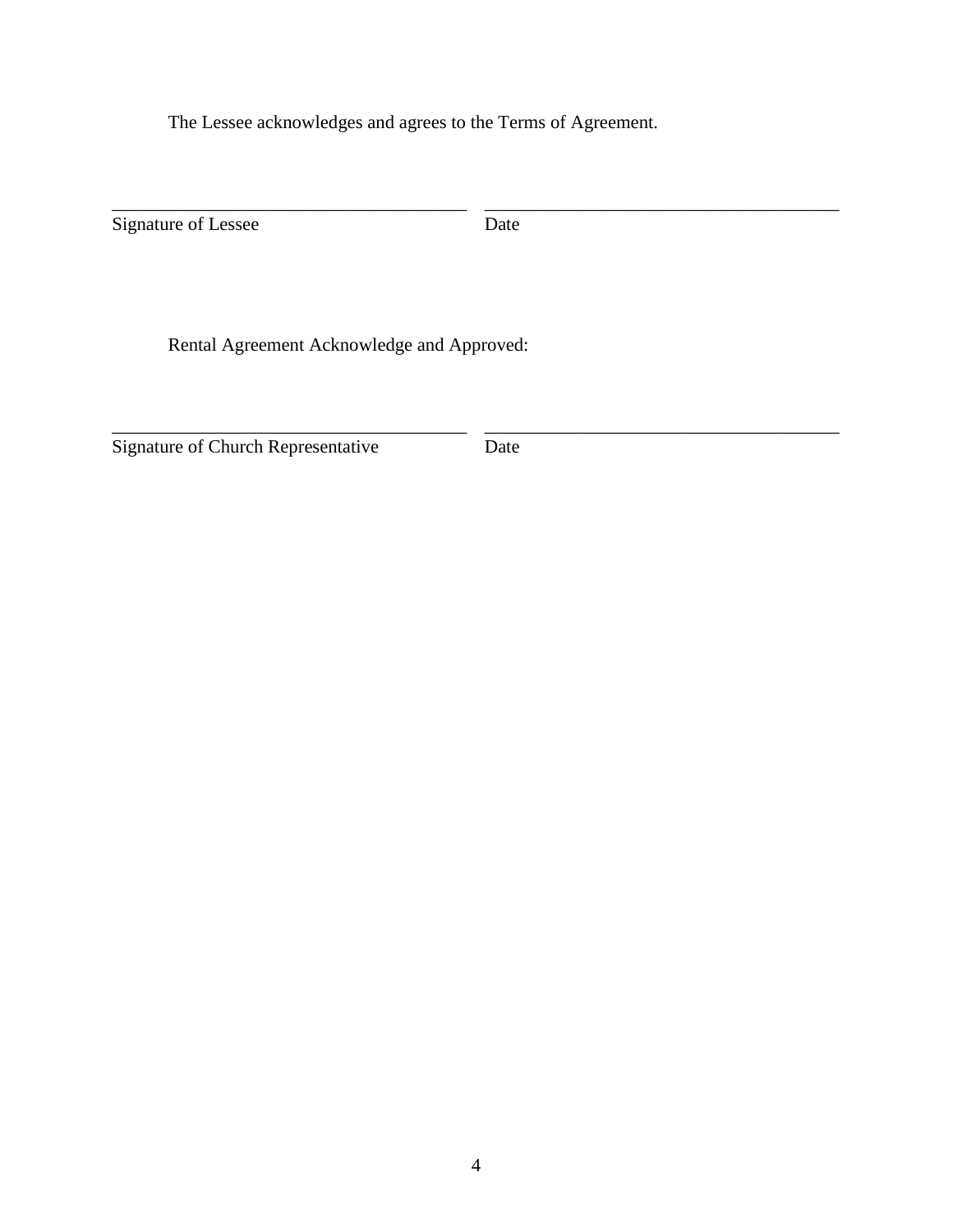The Lessee acknowledges and agrees to the Terms of Agreement.

_______________________________________ _______________________________________
Signature of Lessee Date

Rental Agreement Acknowledge and Approved:

_______________________________________ _______________________________________
Signature of Church Representative Date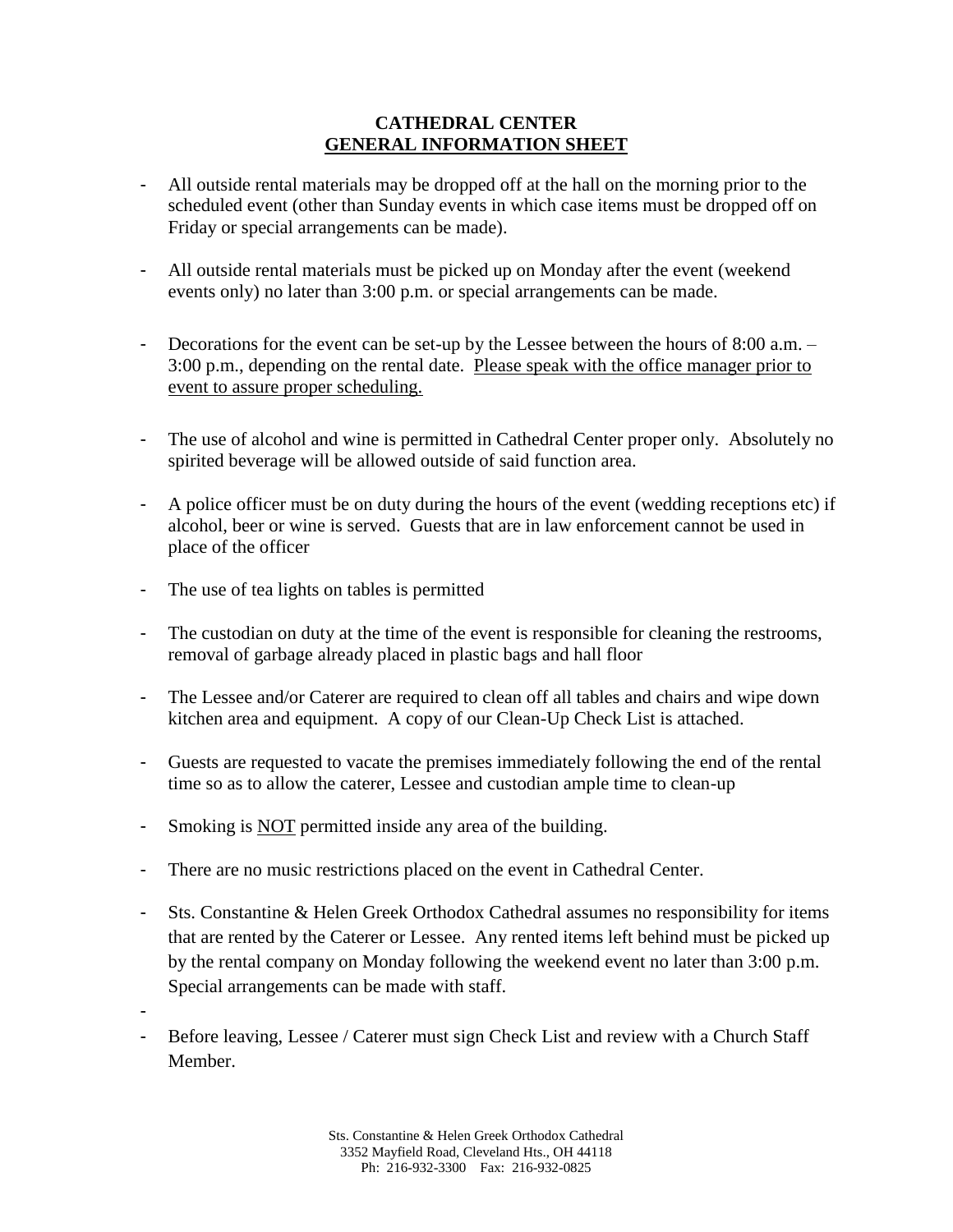# CATHEDRAL CENTER
## GENERAL INFORMATION SHEET

- All outside rental materials may be dropped off at the hall on the morning prior to the scheduled event (other than Sunday events in which case items must be dropped off on Friday or special arrangements can be made).

- All outside rental materials must be picked up on Monday after the event (weekend events only) no later than 3:00 p.m. or special arrangements can be made.

- Decorations for the event can be set-up by the Lessee between the hours of 8:00 a.m. – 3:00 p.m., depending on the rental date. <u>Please speak with the office manager prior to event to assure proper scheduling.</u>

- The use of alcohol and wine is permitted in Cathedral Center proper only. Absolutely no spirited beverage will be allowed outside of said function area.

- A police officer must be on duty during the hours of the event (wedding receptions etc) if alcohol, beer or wine is served. Guests that are in law enforcement cannot be used in place of the officer

- The use of tea lights on tables is permitted

- The custodian on duty at the time of the event is responsible for cleaning the restrooms, removal of garbage already placed in plastic bags and hall floor

- The Lessee and/or Caterer are required to clean off all tables and chairs and wipe down kitchen area and equipment. A copy of our Clean-Up Check List is attached.

- Guests are requested to vacate the premises immediately following the end of the rental time so as to allow the caterer, Lessee and custodian ample time to clean-up

- Smoking is <u>NOT</u> permitted inside any area of the building.

- There are no music restrictions placed on the event in Cathedral Center.

- Sts. Constantine & Helen Greek Orthodox Cathedral assumes no responsibility for items that are rented by the Caterer or Lessee. Any rented items left behind must be picked up by the rental company on Monday following the weekend event no later than 3:00 p.m. Special arrangements can be made with staff.

-

- Before leaving, Lessee / Caterer must sign Check List and review with a Church Staff Member.

Sts. Constantine & Helen Greek Orthodox Cathedral
3352 Mayfield Road, Cleveland Hts., OH 44118
Ph: 216-932-3300 Fax: 216-932-0825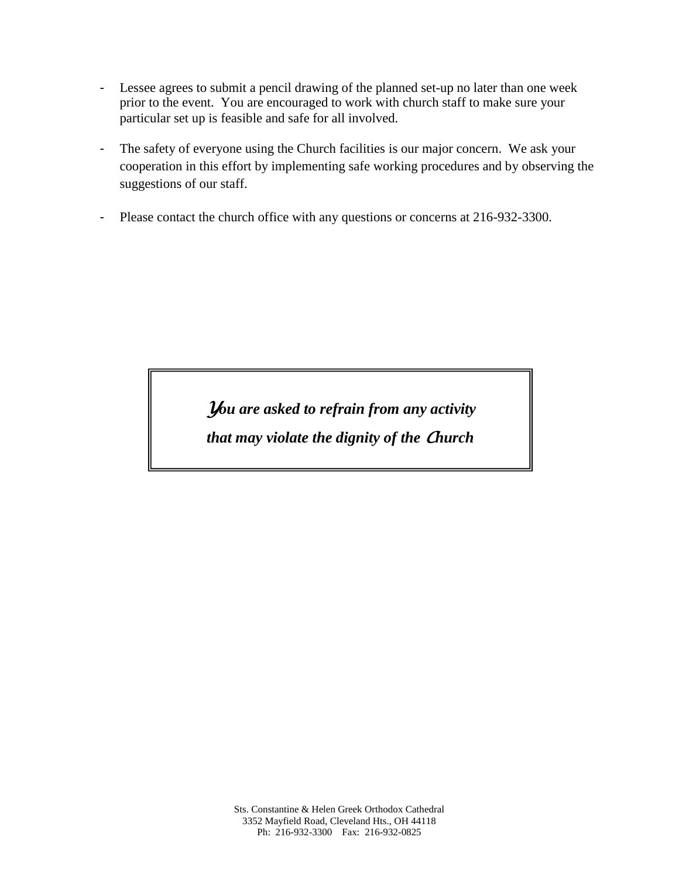- Lessee agrees to submit a pencil drawing of the planned set-up no later than one week prior to the event. You are encouraged to work with church staff to make sure your particular set up is feasible and safe for all involved.

- The safety of everyone using the Church facilities is our major concern. We ask your cooperation in this effort by implementing safe working procedures and by observing the suggestions of our staff.

- Please contact the church office with any questions or concerns at 216-932-3300.

***You are asked to refrain from any activity***
***that may violate the dignity of the Church***

Sts. Constantine & Helen Greek Orthodox Cathedral
3352 Mayfield Road, Cleveland Hts., OH 44118
Ph: 216-932-3300 Fax: 216-932-0825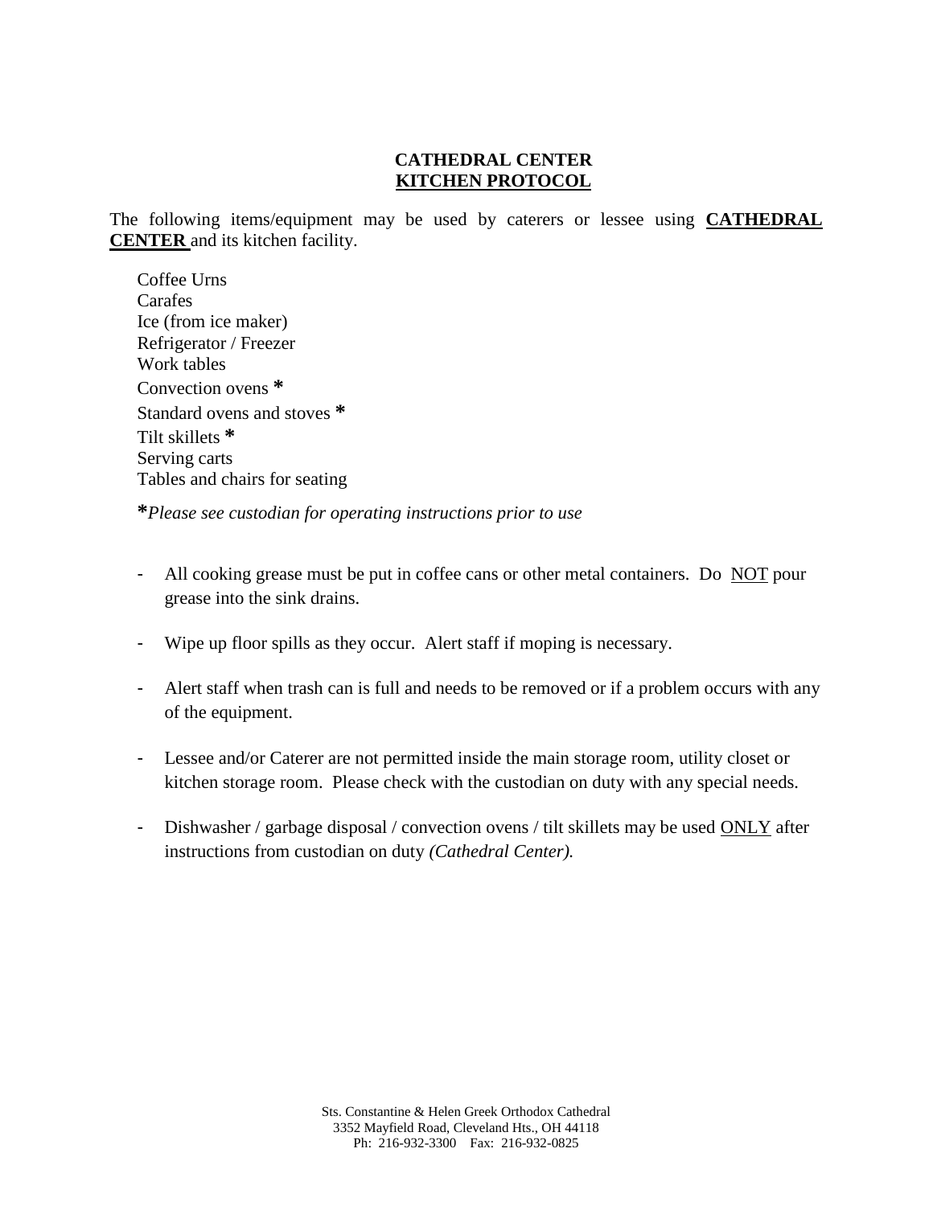# CATHEDRAL CENTER
## KITCHEN PROTOCOL

The following items/equipment may be used by caterers or lessee using **CATHEDRAL CENTER** and its kitchen facility.

Coffee Urns
Carafes
Ice (from ice maker)
Refrigerator / Freezer
Work tables
Convection ovens **\***
Standard ovens and stoves **\***
Tilt skillets **\***
Serving carts
Tables and chairs for seating

**\****Please see custodian for operating instructions prior to use*

- All cooking grease must be put in coffee cans or other metal containers. Do NOT pour grease into the sink drains.

- Wipe up floor spills as they occur. Alert staff if moping is necessary.

- Alert staff when trash can is full and needs to be removed or if a problem occurs with any of the equipment.

- Lessee and/or Caterer are not permitted inside the main storage room, utility closet or kitchen storage room. Please check with the custodian on duty with any special needs.

- Dishwasher / garbage disposal / convection ovens / tilt skillets may be used ONLY after instructions from custodian on duty *(Cathedral Center).*

Sts. Constantine & Helen Greek Orthodox Cathedral
3352 Mayfield Road, Cleveland Hts., OH 44118
Ph: 216-932-3300 Fax: 216-932-0825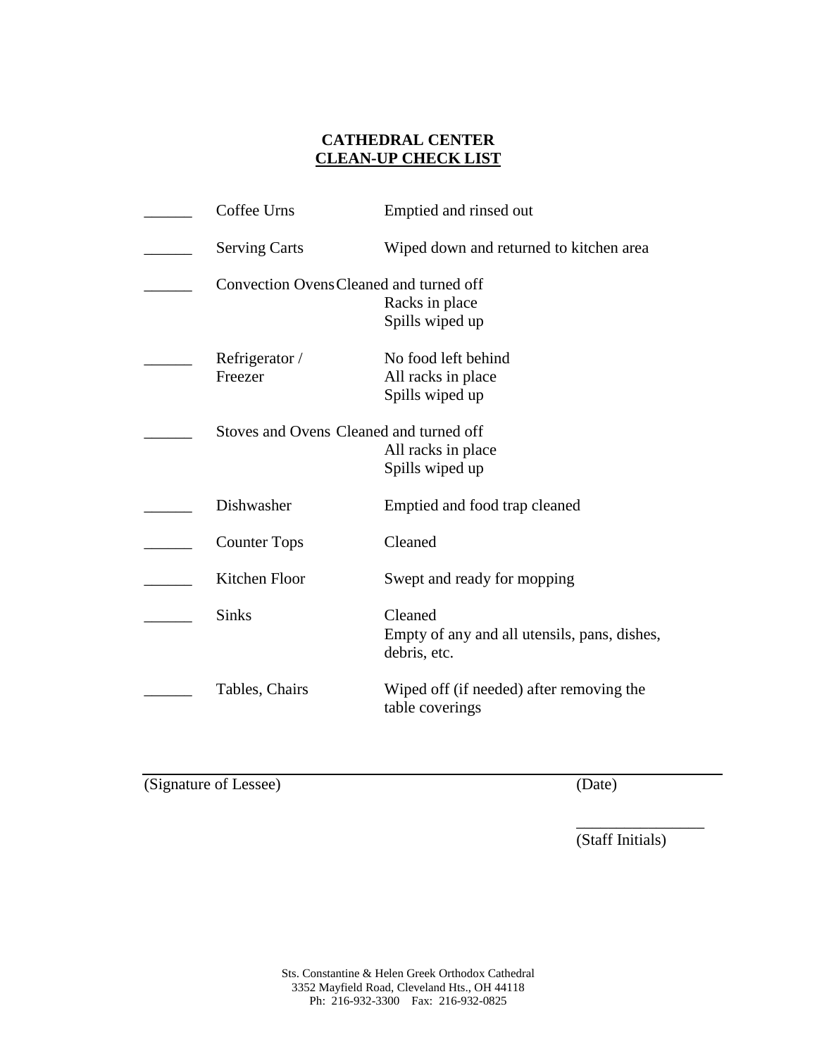**CATHEDRAL CENTER**
**<u>CLEAN-UP CHECK LIST</u>**

| | | |
|---|---|---|
| ______ | Coffee Urns | Emptied and rinsed out |
| ______ | Serving Carts | Wiped down and returned to kitchen area |
| ______ | Convection Ovens | Cleaned and turned off<br>Racks in place<br>Spills wiped up |
| ______ | Refrigerator / Freezer | No food left behind<br>All racks in place<br>Spills wiped up |
| ______ | Stoves and Ovens | Cleaned and turned off<br>All racks in place<br>Spills wiped up |
| ______ | Dishwasher | Emptied and food trap cleaned |
| ______ | Counter Tops | Cleaned |
| ______ | Kitchen Floor | Swept and ready for mopping |
| ______ | Sinks | Cleaned<br>Empty of any and all utensils, pans, dishes, debris, etc. |
| ______ | Tables, Chairs | Wiped off (if needed) after removing the table coverings |

_____________________________________________________________________
(Signature of Lessee) (Date)

________________
(Staff Initials)

Sts. Constantine & Helen Greek Orthodox Cathedral
3352 Mayfield Road, Cleveland Hts., OH 44118
Ph: 216-932-3300 Fax: 216-932-0825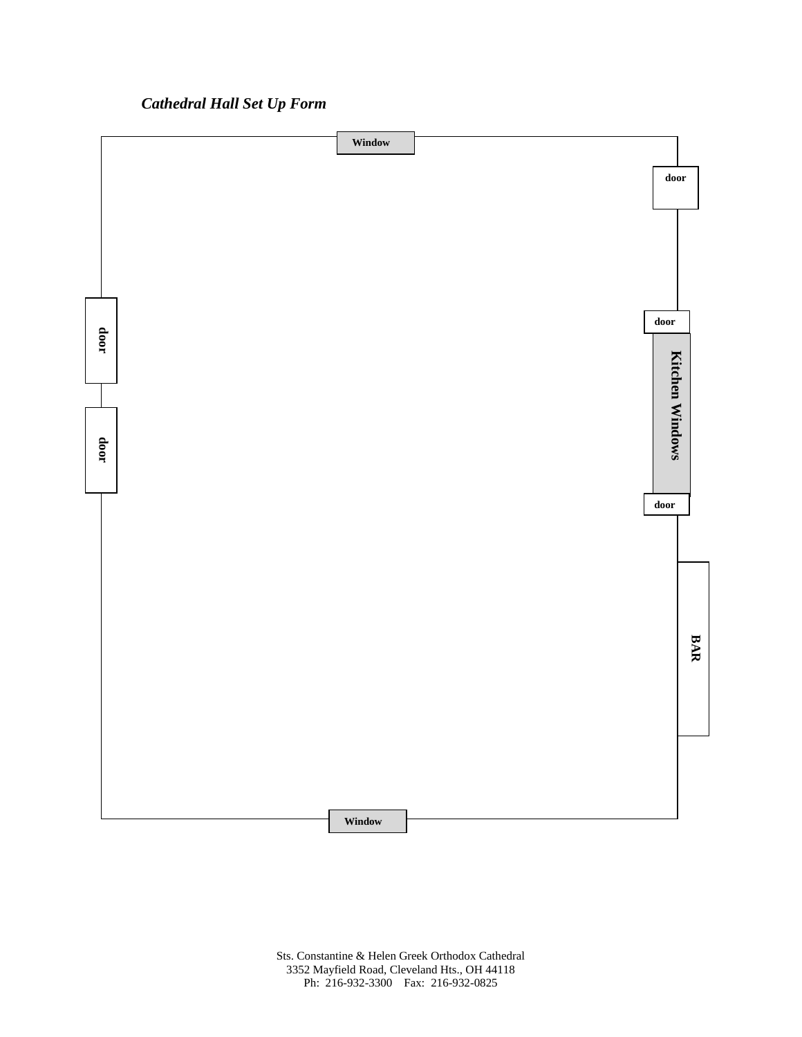***Cathedral Hall Set Up Form***

Window

door

door

door

door

Kitchen Windows

door

BAR

Window

Sts. Constantine & Helen Greek Orthodox Cathedral
3352 Mayfield Road, Cleveland Hts., OH 44118
Ph: 216-932-3300 Fax: 216-932-0825